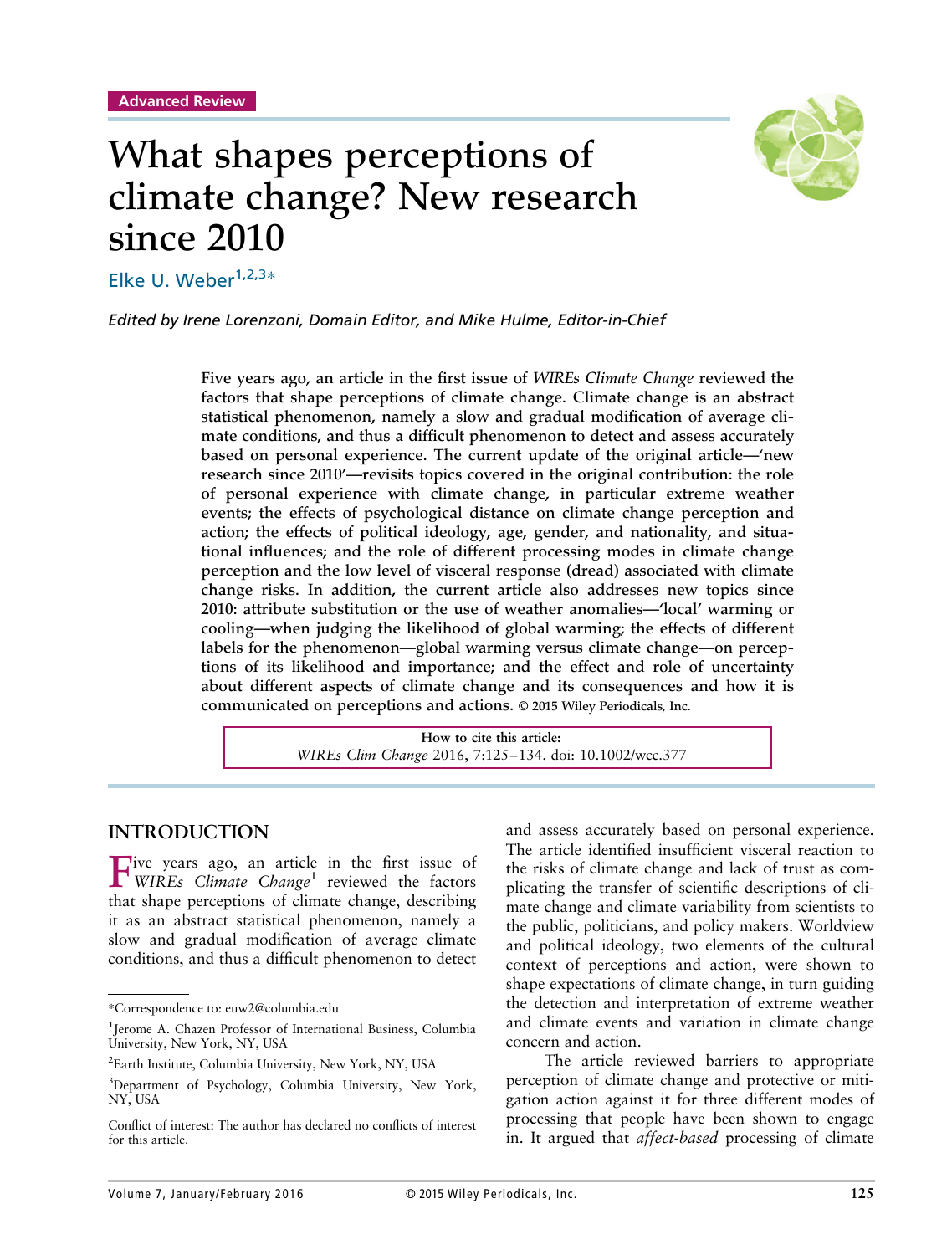Advanced Review

# What shapes perceptions of climate change? New research since 2010

Elke U. Weber[1,2,3]*

*Edited by Irene Lorenzoni, Domain Editor, and Mike Hulme, Editor-in-Chief*

Five years ago, an article in the first issue of *WIREs Climate Change* reviewed the factors that shape perceptions of climate change. Climate change is an abstract statistical phenomenon, namely a slow and gradual modification of average climate conditions, and thus a difficult phenomenon to detect and assess accurately based on personal experience. The current update of the original article—'new research since 2010'—revisits topics covered in the original contribution: the role of personal experience with climate change, in particular extreme weather events; the effects of psychological distance on climate change perception and action; the effects of political ideology, age, gender, and nationality, and situational influences; and the role of different processing modes in climate change perception and the low level of visceral response (dread) associated with climate change risks. In addition, the current article also addresses new topics since 2010: attribute substitution or the use of weather anomalies—'local' warming or cooling—when judging the likelihood of global warming; the effects of different labels for the phenomenon—global warming versus climate change—on perceptions of its likelihood and importance; and the effect and role of uncertainty about different aspects of climate change and its consequences and how it is communicated on perceptions and actions. © 2015 Wiley Periodicals, Inc.

How to cite this article:
*WIREs Clim Change* 2016, 7:125–134. doi: 10.1002/wcc.377

## INTRODUCTION

Five years ago, an article in the first issue of *WIREs Climate Change*[1] reviewed the factors that shape perceptions of climate change, describing it as an abstract statistical phenomenon, namely a slow and gradual modification of average climate conditions, and thus a difficult phenomenon to detect and assess accurately based on personal experience. The article identified insufficient visceral reaction to the risks of climate change and lack of trust as complicating the transfer of scientific descriptions of climate change and climate variability from scientists to the public, politicians, and policy makers. Worldview and political ideology, two elements of the cultural context of perceptions and action, were shown to shape expectations of climate change, in turn guiding the detection and interpretation of extreme weather and climate events and variation in climate change concern and action.

The article reviewed barriers to appropriate perception of climate change and protective or mitigation action against it for three different modes of processing that people have been shown to engage in. It argued that *affect-based* processing of climate

*Correspondence to: euw2@columbia.edu

[1]Jerome A. Chazen Professor of International Business, Columbia University, New York, NY, USA

[2]Earth Institute, Columbia University, New York, NY, USA

[3]Department of Psychology, Columbia University, New York, NY, USA

Conflict of interest: The author has declared no conflicts of interest for this article.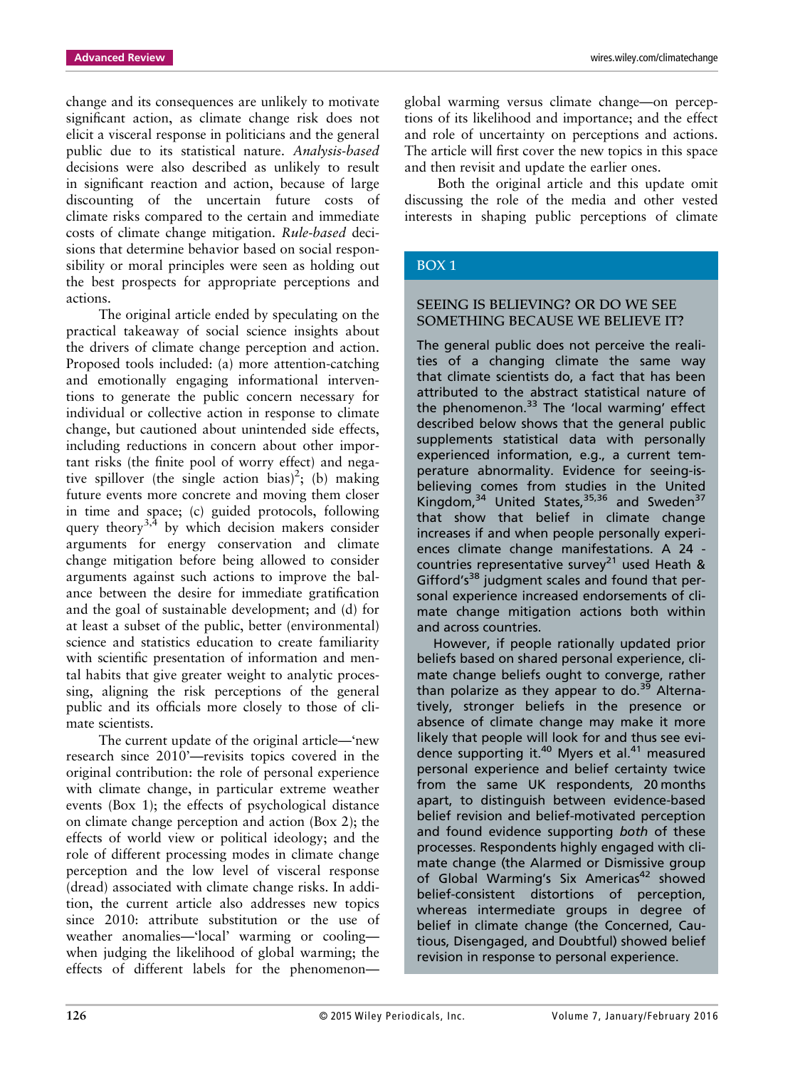change and its consequences are unlikely to motivate significant action, as climate change risk does not elicit a visceral response in politicians and the general public due to its statistical nature. *Analysis-based* decisions were also described as unlikely to result in significant reaction and action, because of large discounting of the uncertain future costs of climate risks compared to the certain and immediate costs of climate change mitigation. *Rule-based* decisions that determine behavior based on social responsibility or moral principles were seen as holding out the best prospects for appropriate perceptions and actions.

The original article ended by speculating on the practical takeaway of social science insights about the drivers of climate change perception and action. Proposed tools included: (a) more attention-catching and emotionally engaging informational interventions to generate the public concern necessary for individual or collective action in response to climate change, but cautioned about unintended side effects, including reductions in concern about other important risks (the finite pool of worry effect) and negative spillover (the single action bias)[2]; (b) making future events more concrete and moving them closer in time and space; (c) guided protocols, following query theory[3,4] by which decision makers consider arguments for energy conservation and climate change mitigation before being allowed to consider arguments against such actions to improve the balance between the desire for immediate gratification and the goal of sustainable development; and (d) for at least a subset of the public, better (environmental) science and statistics education to create familiarity with scientific presentation of information and mental habits that give greater weight to analytic processing, aligning the risk perceptions of the general public and its officials more closely to those of climate scientists.

The current update of the original article—'new research since 2010'—revisits topics covered in the original contribution: the role of personal experience with climate change, in particular extreme weather events (Box 1); the effects of psychological distance on climate change perception and action (Box 2); the effects of world view or political ideology; and the role of different processing modes in climate change perception and the low level of visceral response (dread) associated with climate change risks. In addition, the current article also addresses new topics since 2010: attribute substitution or the use of weather anomalies—'local' warming or cooling—when judging the likelihood of global warming; the effects of different labels for the phenomenon—global warming versus climate change—on perceptions of its likelihood and importance; and the effect and role of uncertainty on perceptions and actions. The article will first cover the new topics in this space and then revisit and update the earlier ones.

Both the original article and this update omit discussing the role of the media and other vested interests in shaping public perceptions of climate

## BOX 1

### SEEING IS BELIEVING? OR DO WE SEE SOMETHING BECAUSE WE BELIEVE IT?

The general public does not perceive the realities of a changing climate the same way that climate scientists do, a fact that has been attributed to the abstract statistical nature of the phenomenon.[33] The 'local warming' effect described below shows that the general public supplements statistical data with personally experienced information, e.g., a current temperature abnormality. Evidence for seeing-is-believing comes from studies in the United Kingdom,[34] United States,[35,36] and Sweden[37] that show that belief in climate change increases if and when people personally experiences climate change manifestations. A 24 - countries representative survey[21] used Heath & Gifford's[38] judgment scales and found that personal experience increased endorsements of climate change mitigation actions both within and across countries.

However, if people rationally updated prior beliefs based on shared personal experience, climate change beliefs ought to converge, rather than polarize as they appear to do.[39] Alternatively, stronger beliefs in the presence or absence of climate change may make it more likely that people will look for and thus see evidence supporting it.[40] Myers et al.[41] measured personal experience and belief certainty twice from the same UK respondents, 20 months apart, to distinguish between evidence-based belief revision and belief-motivated perception and found evidence supporting *both* of these processes. Respondents highly engaged with climate change (the Alarmed or Dismissive group of Global Warming's Six Americas[42] showed belief-consistent distortions of perception, whereas intermediate groups in degree of belief in climate change (the Concerned, Cautious, Disengaged, and Doubtful) showed belief revision in response to personal experience.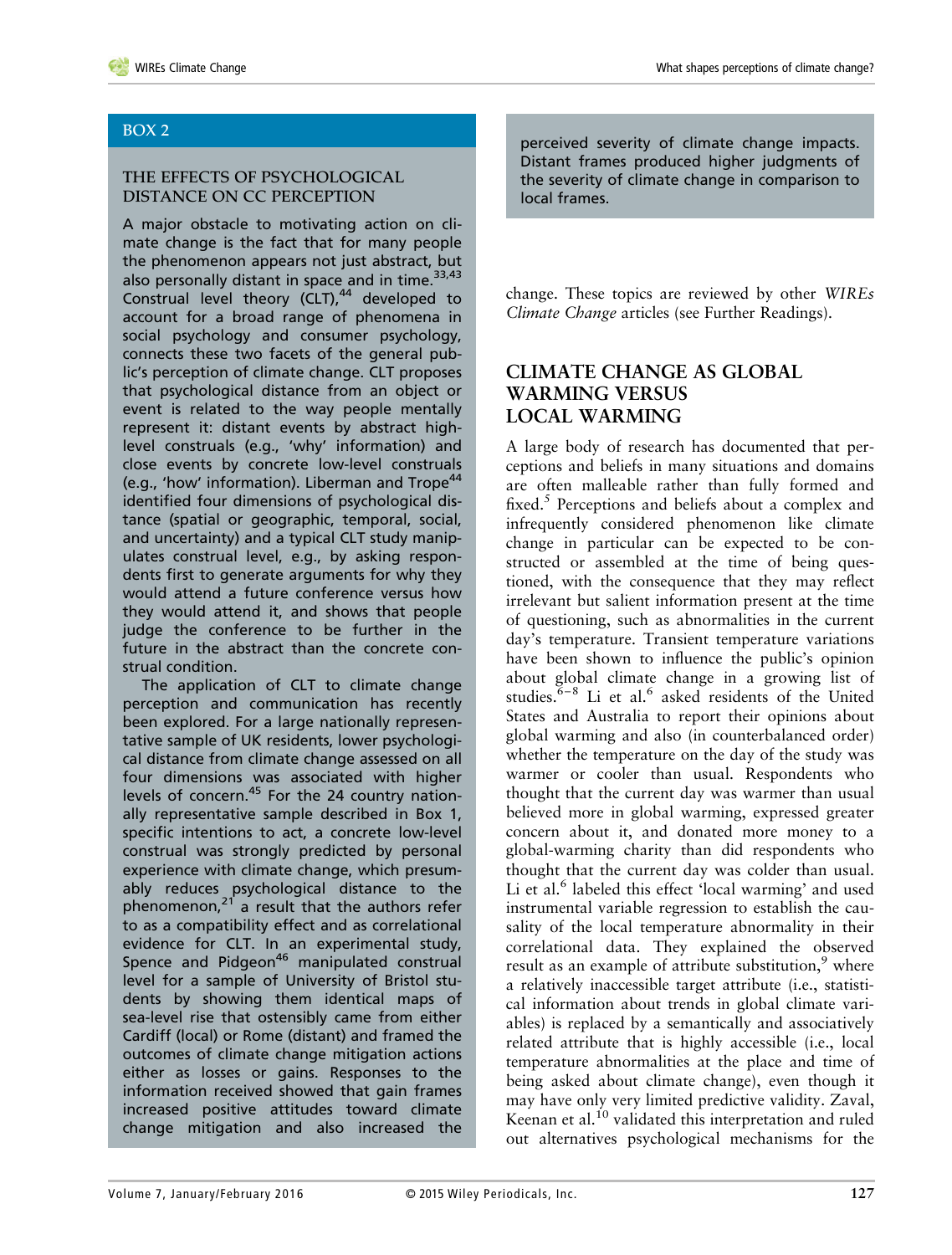## BOX 2

### THE EFFECTS OF PSYCHOLOGICAL DISTANCE ON CC PERCEPTION

A major obstacle to motivating action on climate change is the fact that for many people the phenomenon appears not just abstract, but also personally distant in space and in time.[33,43] Construal level theory (CLT),[44] developed to account for a broad range of phenomena in social psychology and consumer psychology, connects these two facets of the general public's perception of climate change. CLT proposes that psychological distance from an object or event is related to the way people mentally represent it: distant events by abstract high-level construals (e.g., 'why' information) and close events by concrete low-level construals (e.g., 'how' information). Liberman and Trope[44] identified four dimensions of psychological distance (spatial or geographic, temporal, social, and uncertainty) and a typical CLT study manipulates construal level, e.g., by asking respondents first to generate arguments for why they would attend a future conference versus how they would attend it, and shows that people judge the conference to be further in the future in the abstract than the concrete construal condition.

The application of CLT to climate change perception and communication has recently been explored. For a large nationally representative sample of UK residents, lower psychological distance from climate change assessed on all four dimensions was associated with higher levels of concern.[45] For the 24 country nationally representative sample described in Box 1, specific intentions to act, a concrete low-level construal was strongly predicted by personal experience with climate change, which presumably reduces psychological distance to the phenomenon,[21] a result that the authors refer to as a compatibility effect and as correlational evidence for CLT. In an experimental study, Spence and Pidgeon[46] manipulated construal level for a sample of University of Bristol students by showing them identical maps of sea-level rise that ostensibly came from either Cardiff (local) or Rome (distant) and framed the outcomes of climate change mitigation actions either as losses or gains. Responses to the information received showed that gain frames increased positive attitudes toward climate change mitigation and also increased the perceived severity of climate change impacts. Distant frames produced higher judgments of the severity of climate change in comparison to local frames.

change. These topics are reviewed by other *WIREs Climate Change* articles (see Further Readings).

## CLIMATE CHANGE AS GLOBAL WARMING VERSUS LOCAL WARMING

A large body of research has documented that perceptions and beliefs in many situations and domains are often malleable rather than fully formed and fixed.[5] Perceptions and beliefs about a complex and infrequently considered phenomenon like climate change in particular can be expected to be constructed or assembled at the time of being questioned, with the consequence that they may reflect irrelevant but salient information present at the time of questioning, such as abnormalities in the current day's temperature. Transient temperature variations have been shown to influence the public's opinion about global climate change in a growing list of studies.[6–8] Li et al.[6] asked residents of the United States and Australia to report their opinions about global warming and also (in counterbalanced order) whether the temperature on the day of the study was warmer or cooler than usual. Respondents who thought that the current day was warmer than usual believed more in global warming, expressed greater concern about it, and donated more money to a global-warming charity than did respondents who thought that the current day was colder than usual. Li et al.[6] labeled this effect 'local warming' and used instrumental variable regression to establish the causality of the local temperature abnormality in their correlational data. They explained the observed result as an example of attribute substitution,[9] where a relatively inaccessible target attribute (i.e., statistical information about trends in global climate variables) is replaced by a semantically and associatively related attribute that is highly accessible (i.e., local temperature abnormalities at the place and time of being asked about climate change), even though it may have only very limited predictive validity. Zaval, Keenan et al.[10] validated this interpretation and ruled out alternatives psychological mechanisms for the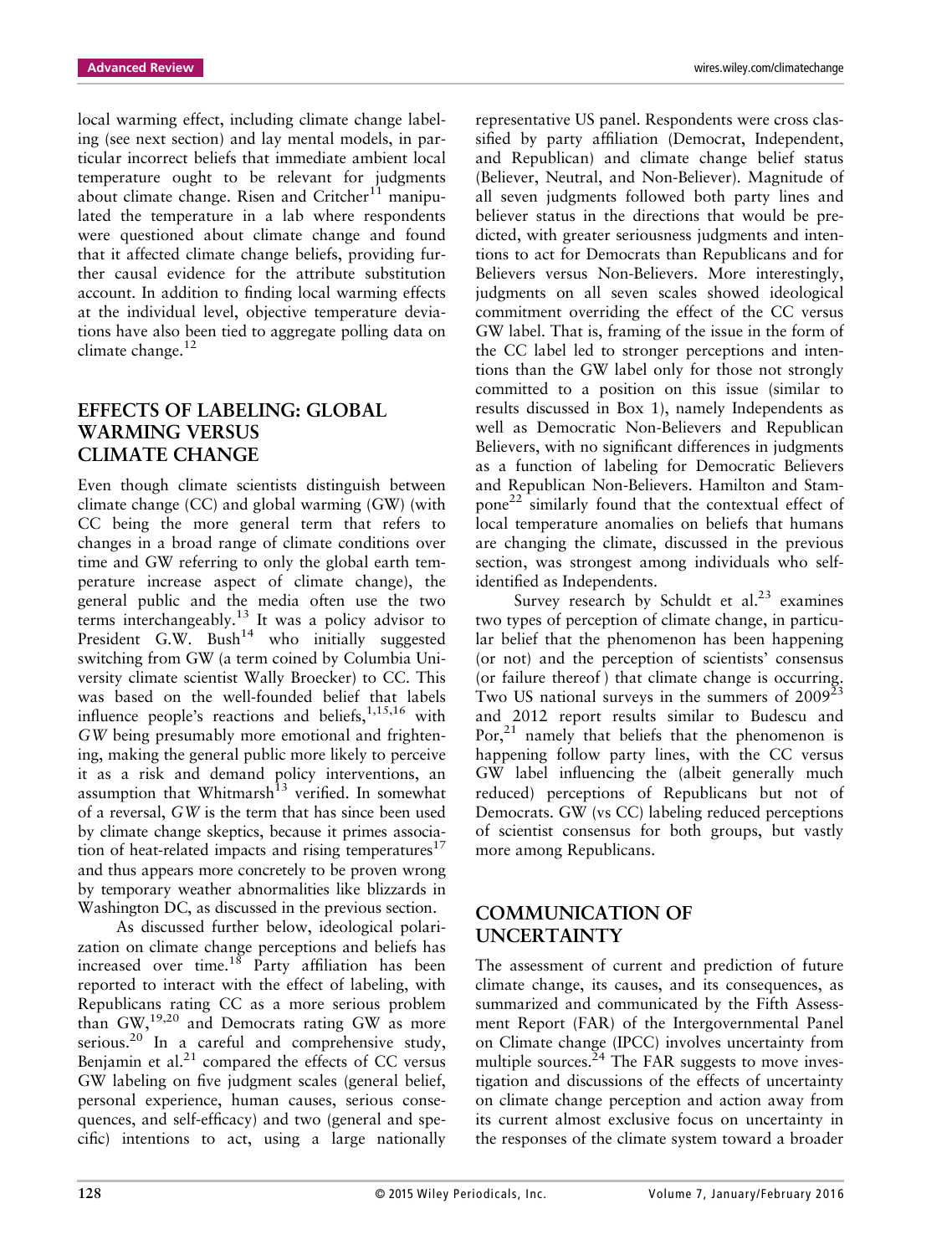local warming effect, including climate change labeling (see next section) and lay mental models, in particular incorrect beliefs that immediate ambient local temperature ought to be relevant for judgments about climate change. Risen and Critcher[11] manipulated the temperature in a lab where respondents were questioned about climate change and found that it affected climate change beliefs, providing further causal evidence for the attribute substitution account. In addition to finding local warming effects at the individual level, objective temperature deviations have also been tied to aggregate polling data on climate change.[12]

## EFFECTS OF LABELING: GLOBAL WARMING VERSUS CLIMATE CHANGE

Even though climate scientists distinguish between climate change (CC) and global warming (GW) (with CC being the more general term that refers to changes in a broad range of climate conditions over time and GW referring to only the global earth temperature increase aspect of climate change), the general public and the media often use the two terms interchangeably.[13] It was a policy advisor to President G.W. Bush[14] who initially suggested switching from GW (a term coined by Columbia University climate scientist Wally Broecker) to CC. This was based on the well-founded belief that labels influence people's reactions and beliefs,[1,15,16] with *GW* being presumably more emotional and frightening, making the general public more likely to perceive it as a risk and demand policy interventions, an assumption that Whitmarsh[13] verified. In somewhat of a reversal, *GW* is the term that has since been used by climate change skeptics, because it primes association of heat-related impacts and rising temperatures[17] and thus appears more concretely to be proven wrong by temporary weather abnormalities like blizzards in Washington DC, as discussed in the previous section.

As discussed further below, ideological polarization on climate change perceptions and beliefs has increased over time.[18] Party affiliation has been reported to interact with the effect of labeling, with Republicans rating CC as a more serious problem than GW,[19,20] and Democrats rating GW as more serious.[20] In a careful and comprehensive study, Benjamin et al.[21] compared the effects of CC versus GW labeling on five judgment scales (general belief, personal experience, human causes, serious consequences, and self-efficacy) and two (general and specific) intentions to act, using a large nationally representative US panel. Respondents were cross classified by party affiliation (Democrat, Independent, and Republican) and climate change belief status (Believer, Neutral, and Non-Believer). Magnitude of all seven judgments followed both party lines and believer status in the directions that would be predicted, with greater seriousness judgments and intentions to act for Democrats than Republicans and for Believers versus Non-Believers. More interestingly, judgments on all seven scales showed ideological commitment overriding the effect of the CC versus GW label. That is, framing of the issue in the form of the CC label led to stronger perceptions and intentions than the GW label only for those not strongly committed to a position on this issue (similar to results discussed in Box 1), namely Independents as well as Democratic Non-Believers and Republican Believers, with no significant differences in judgments as a function of labeling for Democratic Believers and Republican Non-Believers. Hamilton and Stampone[22] similarly found that the contextual effect of local temperature anomalies on beliefs that humans are changing the climate, discussed in the previous section, was strongest among individuals who self-identified as Independents.

Survey research by Schuldt et al.[23] examines two types of perception of climate change, in particular belief that the phenomenon has been happening (or not) and the perception of scientists' consensus (or failure thereof) that climate change is occurring. Two US national surveys in the summers of 2009[23] and 2012 report results similar to Budescu and Por,[21] namely that beliefs that the phenomenon is happening follow party lines, with the CC versus GW label influencing the (albeit generally much reduced) perceptions of Republicans but not of Democrats. GW (vs CC) labeling reduced perceptions of scientist consensus for both groups, but vastly more among Republicans.

## COMMUNICATION OF UNCERTAINTY

The assessment of current and prediction of future climate change, its causes, and its consequences, as summarized and communicated by the Fifth Assessment Report (FAR) of the Intergovernmental Panel on Climate change (IPCC) involves uncertainty from multiple sources.[24] The FAR suggests to move investigation and discussions of the effects of uncertainty on climate change perception and action away from its current almost exclusive focus on uncertainty in the responses of the climate system toward a broader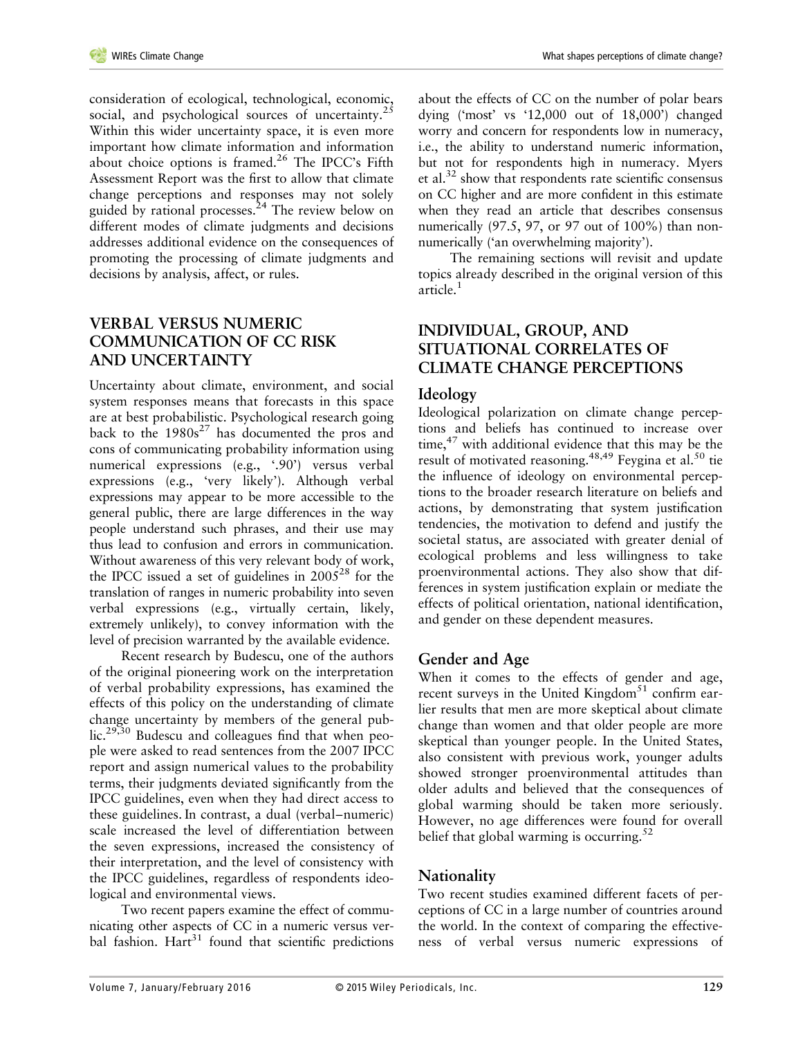consideration of ecological, technological, economic, social, and psychological sources of uncertainty.[25] Within this wider uncertainty space, it is even more important how climate information and information about choice options is framed.[26] The IPCC's Fifth Assessment Report was the first to allow that climate change perceptions and responses may not solely guided by rational processes.[24] The review below on different modes of climate judgments and decisions addresses additional evidence on the consequences of promoting the processing of climate judgments and decisions by analysis, affect, or rules.

## VERBAL VERSUS NUMERIC COMMUNICATION OF CC RISK AND UNCERTAINTY

Uncertainty about climate, environment, and social system responses means that forecasts in this space are at best probabilistic. Psychological research going back to the 1980s[27] has documented the pros and cons of communicating probability information using numerical expressions (e.g., '.90') versus verbal expressions (e.g., 'very likely'). Although verbal expressions may appear to be more accessible to the general public, there are large differences in the way people understand such phrases, and their use may thus lead to confusion and errors in communication. Without awareness of this very relevant body of work, the IPCC issued a set of guidelines in 2005[28] for the translation of ranges in numeric probability into seven verbal expressions (e.g., virtually certain, likely, extremely unlikely), to convey information with the level of precision warranted by the available evidence.

Recent research by Budescu, one of the authors of the original pioneering work on the interpretation of verbal probability expressions, has examined the effects of this policy on the understanding of climate change uncertainty by members of the general public.[29,30] Budescu and colleagues find that when people were asked to read sentences from the 2007 IPCC report and assign numerical values to the probability terms, their judgments deviated significantly from the IPCC guidelines, even when they had direct access to these guidelines. In contrast, a dual (verbal–numeric) scale increased the level of differentiation between the seven expressions, increased the consistency of their interpretation, and the level of consistency with the IPCC guidelines, regardless of respondents ideological and environmental views.

Two recent papers examine the effect of communicating other aspects of CC in a numeric versus verbal fashion. Hart[31] found that scientific predictions about the effects of CC on the number of polar bears dying ('most' vs '12,000 out of 18,000') changed worry and concern for respondents low in numeracy, i.e., the ability to understand numeric information, but not for respondents high in numeracy. Myers et al.[32] show that respondents rate scientific consensus on CC higher and are more confident in this estimate when they read an article that describes consensus numerically (97.5, 97, or 97 out of 100%) than non-numerically ('an overwhelming majority').

The remaining sections will revisit and update topics already described in the original version of this article.[1]

## INDIVIDUAL, GROUP, AND SITUATIONAL CORRELATES OF CLIMATE CHANGE PERCEPTIONS

### Ideology

Ideological polarization on climate change perceptions and beliefs has continued to increase over time,[47] with additional evidence that this may be the result of motivated reasoning.[48,49] Feygina et al.[50] tie the influence of ideology on environmental perceptions to the broader research literature on beliefs and actions, by demonstrating that system justification tendencies, the motivation to defend and justify the societal status, are associated with greater denial of ecological problems and less willingness to take proenvironmental actions. They also show that differences in system justification explain or mediate the effects of political orientation, national identification, and gender on these dependent measures.

### Gender and Age

When it comes to the effects of gender and age, recent surveys in the United Kingdom[51] confirm earlier results that men are more skeptical about climate change than women and that older people are more skeptical than younger people. In the United States, also consistent with previous work, younger adults showed stronger proenvironmental attitudes than older adults and believed that the consequences of global warming should be taken more seriously. However, no age differences were found for overall belief that global warming is occurring.[52]

### Nationality

Two recent studies examined different facets of perceptions of CC in a large number of countries around the world. In the context of comparing the effectiveness of verbal versus numeric expressions of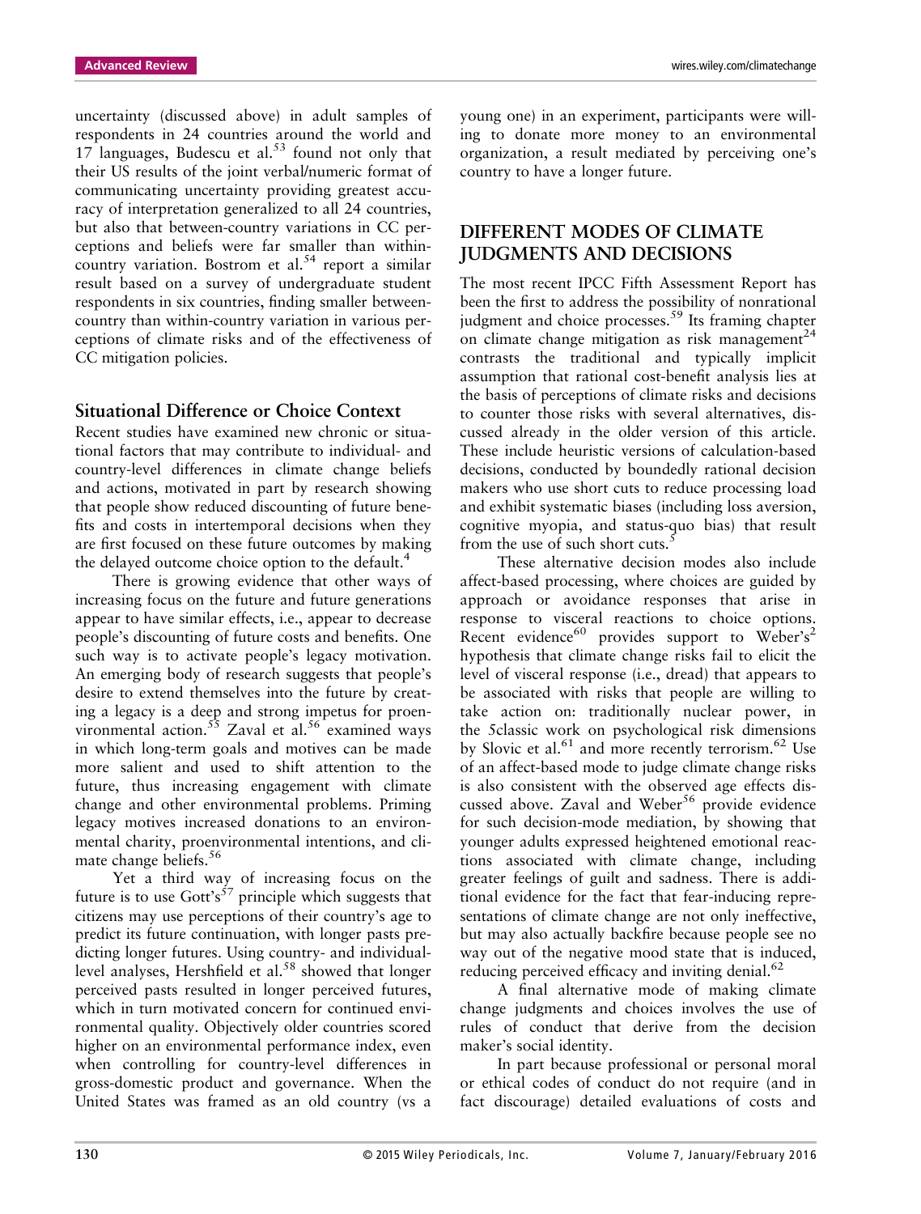uncertainty (discussed above) in adult samples of respondents in 24 countries around the world and 17 languages, Budescu et al.[53] found not only that their US results of the joint verbal/numeric format of communicating uncertainty providing greatest accuracy of interpretation generalized to all 24 countries, but also that between-country variations in CC perceptions and beliefs were far smaller than within-country variation. Bostrom et al.[54] report a similar result based on a survey of undergraduate student respondents in six countries, finding smaller between-country than within-country variation in various perceptions of climate risks and of the effectiveness of CC mitigation policies.

### Situational Difference or Choice Context

Recent studies have examined new chronic or situational factors that may contribute to individual- and country-level differences in climate change beliefs and actions, motivated in part by research showing that people show reduced discounting of future benefits and costs in intertemporal decisions when they are first focused on these future outcomes by making the delayed outcome choice option to the default.[4]

There is growing evidence that other ways of increasing focus on the future and future generations appear to have similar effects, i.e., appear to decrease people's discounting of future costs and benefits. One such way is to activate people's legacy motivation. An emerging body of research suggests that people's desire to extend themselves into the future by creating a legacy is a deep and strong impetus for proenvironmental action.[55] Zaval et al.[56] examined ways in which long-term goals and motives can be made more salient and used to shift attention to the future, thus increasing engagement with climate change and other environmental problems. Priming legacy motives increased donations to an environmental charity, proenvironmental intentions, and climate change beliefs.[56]

Yet a third way of increasing focus on the future is to use Gott's[57] principle which suggests that citizens may use perceptions of their country's age to predict its future continuation, with longer pasts predicting longer futures. Using country- and individual-level analyses, Hershfield et al.[58] showed that longer perceived pasts resulted in longer perceived futures, which in turn motivated concern for continued environmental quality. Objectively older countries scored higher on an environmental performance index, even when controlling for country-level differences in gross-domestic product and governance. When the United States was framed as an old country (vs a young one) in an experiment, participants were willing to donate more money to an environmental organization, a result mediated by perceiving one's country to have a longer future.

## DIFFERENT MODES OF CLIMATE JUDGMENTS AND DECISIONS

The most recent IPCC Fifth Assessment Report has been the first to address the possibility of nonrational judgment and choice processes.[59] Its framing chapter on climate change mitigation as risk management[24] contrasts the traditional and typically implicit assumption that rational cost-benefit analysis lies at the basis of perceptions of climate risks and decisions to counter those risks with several alternatives, discussed already in the older version of this article. These include heuristic versions of calculation-based decisions, conducted by boundedly rational decision makers who use short cuts to reduce processing load and exhibit systematic biases (including loss aversion, cognitive myopia, and status-quo bias) that result from the use of such short cuts.[5]

These alternative decision modes also include affect-based processing, where choices are guided by approach or avoidance responses that arise in response to visceral reactions to choice options. Recent evidence[60] provides support to Weber's[2] hypothesis that climate change risks fail to elicit the level of visceral response (i.e., dread) that appears to be associated with risks that people are willing to take action on: traditionally nuclear power, in the 5classic work on psychological risk dimensions by Slovic et al.[61] and more recently terrorism.[62] Use of an affect-based mode to judge climate change risks is also consistent with the observed age effects discussed above. Zaval and Weber[56] provide evidence for such decision-mode mediation, by showing that younger adults expressed heightened emotional reactions associated with climate change, including greater feelings of guilt and sadness. There is additional evidence for the fact that fear-inducing representations of climate change are not only ineffective, but may also actually backfire because people see no way out of the negative mood state that is induced, reducing perceived efficacy and inviting denial.[62]

A final alternative mode of making climate change judgments and choices involves the use of rules of conduct that derive from the decision maker's social identity.

In part because professional or personal moral or ethical codes of conduct do not require (and in fact discourage) detailed evaluations of costs and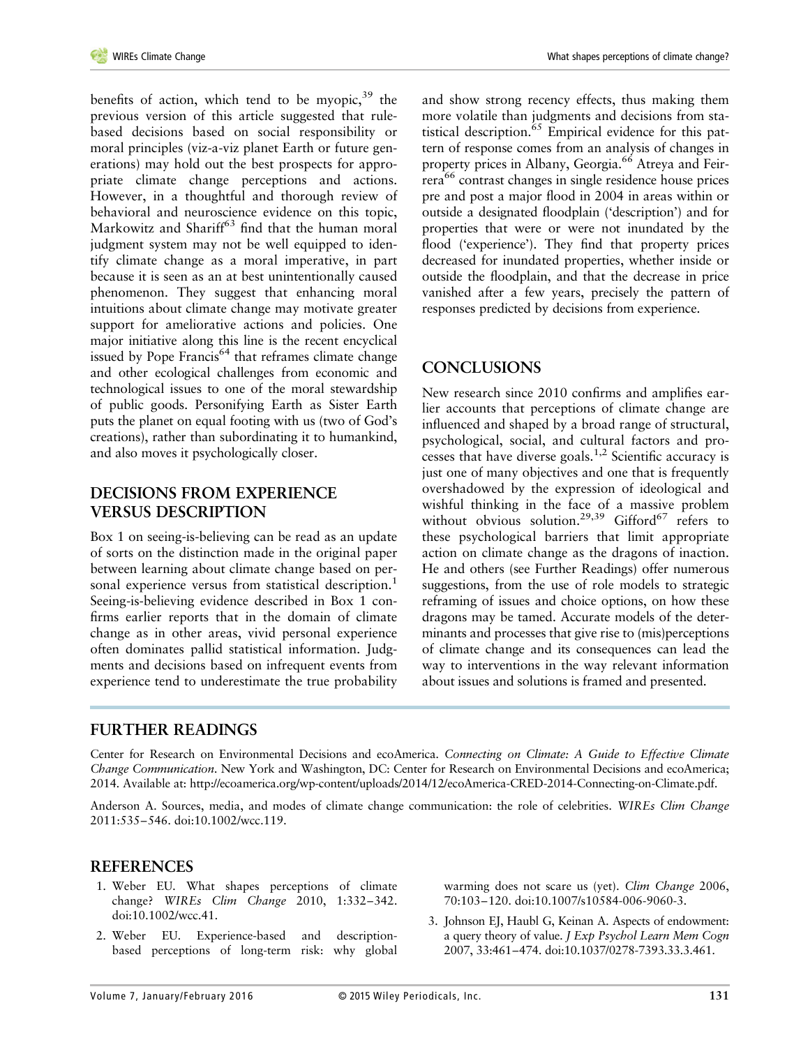benefits of action, which tend to be myopic,[39] the previous version of this article suggested that rule-based decisions based on social responsibility or moral principles (viz-a-viz planet Earth or future generations) may hold out the best prospects for appropriate climate change perceptions and actions. However, in a thoughtful and thorough review of behavioral and neuroscience evidence on this topic, Markowitz and Shariff[63] find that the human moral judgment system may not be well equipped to identify climate change as a moral imperative, in part because it is seen as an at best unintentionally caused phenomenon. They suggest that enhancing moral intuitions about climate change may motivate greater support for ameliorative actions and policies. One major initiative along this line is the recent encyclical issued by Pope Francis[64] that reframes climate change and other ecological challenges from economic and technological issues to one of the moral stewardship of public goods. Personifying Earth as Sister Earth puts the planet on equal footing with us (two of God's creations), rather than subordinating it to humankind, and also moves it psychologically closer.

## DECISIONS FROM EXPERIENCE VERSUS DESCRIPTION

Box 1 on seeing-is-believing can be read as an update of sorts on the distinction made in the original paper between learning about climate change based on personal experience versus from statistical description.[1] Seeing-is-believing evidence described in Box 1 confirms earlier reports that in the domain of climate change as in other areas, vivid personal experience often dominates pallid statistical information. Judgments and decisions based on infrequent events from experience tend to underestimate the true probability and show strong recency effects, thus making them more volatile than judgments and decisions from statistical description.[65] Empirical evidence for this pattern of response comes from an analysis of changes in property prices in Albany, Georgia.[66] Atreya and Feirrera[66] contrast changes in single residence house prices pre and post a major flood in 2004 in areas within or outside a designated floodplain ('description') and for properties that were or were not inundated by the flood ('experience'). They find that property prices decreased for inundated properties, whether inside or outside the floodplain, and that the decrease in price vanished after a few years, precisely the pattern of responses predicted by decisions from experience.

## CONCLUSIONS

New research since 2010 confirms and amplifies earlier accounts that perceptions of climate change are influenced and shaped by a broad range of structural, psychological, social, and cultural factors and processes that have diverse goals.[1,2] Scientific accuracy is just one of many objectives and one that is frequently overshadowed by the expression of ideological and wishful thinking in the face of a massive problem without obvious solution.[29,39] Gifford[67] refers to these psychological barriers that limit appropriate action on climate change as the dragons of inaction. He and others (see Further Readings) offer numerous suggestions, from the use of role models to strategic reframing of issues and choice options, on how these dragons may be tamed. Accurate models of the determinants and processes that give rise to (mis)perceptions of climate change and its consequences can lead the way to interventions in the way relevant information about issues and solutions is framed and presented.

## FURTHER READINGS

Center for Research on Environmental Decisions and ecoAmerica. *Connecting on Climate: A Guide to Effective Climate Change Communication*. New York and Washington, DC: Center for Research on Environmental Decisions and ecoAmerica; 2014. Available at: http://ecoamerica.org/wp-content/uploads/2014/12/ecoAmerica-CRED-2014-Connecting-on-Climate.pdf.

Anderson A. Sources, media, and modes of climate change communication: the role of celebrities. *WIREs Clim Change* 2011:535–546. doi:10.1002/wcc.119.

## REFERENCES

1. Weber EU. What shapes perceptions of climate change? *WIREs Clim Change* 2010, 1:332–342. doi:10.1002/wcc.41.
2. Weber EU. Experience-based and description-based perceptions of long-term risk: why global warming does not scare us (yet). *Clim Change* 2006, 70:103–120. doi:10.1007/s10584-006-9060-3.
3. Johnson EJ, Haubl G, Keinan A. Aspects of endowment: a query theory of value. *J Exp Psychol Learn Mem Cogn* 2007, 33:461–474. doi:10.1037/0278-7393.33.3.461.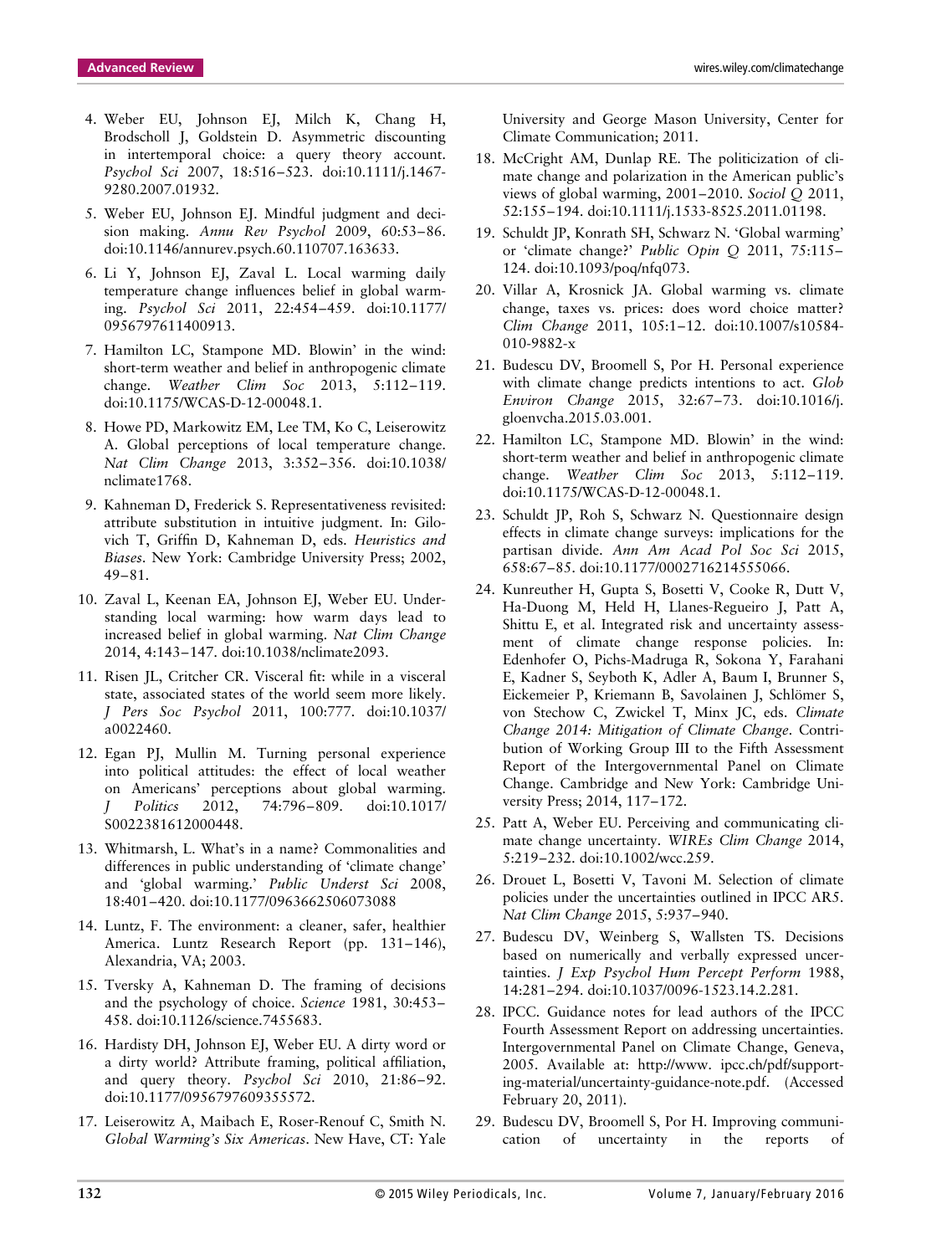4. Weber EU, Johnson EJ, Milch K, Chang H, Brodscholl J, Goldstein D. Asymmetric discounting in intertemporal choice: a query theory account. *Psychol Sci* 2007, 18:516–523. doi:10.1111/j.1467-9280.2007.01932.

5. Weber EU, Johnson EJ. Mindful judgment and decision making. *Annu Rev Psychol* 2009, 60:53–86. doi:10.1146/annurev.psych.60.110707.163633.

6. Li Y, Johnson EJ, Zaval L. Local warming daily temperature change influences belief in global warming. *Psychol Sci* 2011, 22:454–459. doi:10.1177/0956797611400913.

7. Hamilton LC, Stampone MD. Blowin' in the wind: short-term weather and belief in anthropogenic climate change. *Weather Clim Soc* 2013, 5:112–119. doi:10.1175/WCAS-D-12-00048.1.

8. Howe PD, Markowitz EM, Lee TM, Ko C, Leiserowitz A. Global perceptions of local temperature change. *Nat Clim Change* 2013, 3:352–356. doi:10.1038/nclimate1768.

9. Kahneman D, Frederick S. Representativeness revisited: attribute substitution in intuitive judgment. In: Gilovich T, Griffin D, Kahneman D, eds. *Heuristics and Biases*. New York: Cambridge University Press; 2002, 49–81.

10. Zaval L, Keenan EA, Johnson EJ, Weber EU. Understanding local warming: how warm days lead to increased belief in global warming. *Nat Clim Change* 2014, 4:143–147. doi:10.1038/nclimate2093.

11. Risen JL, Critcher CR. Visceral fit: while in a visceral state, associated states of the world seem more likely. *J Pers Soc Psychol* 2011, 100:777. doi:10.1037/a0022460.

12. Egan PJ, Mullin M. Turning personal experience into political attitudes: the effect of local weather on Americans' perceptions about global warming. *J Politics* 2012, 74:796–809. doi:10.1017/S0022381612000448.

13. Whitmarsh, L. What's in a name? Commonalities and differences in public understanding of 'climate change' and 'global warming.' *Public Underst Sci* 2008, 18:401–420. doi:10.1177/0963662506073088

14. Luntz, F. The environment: a cleaner, safer, healthier America. Luntz Research Report (pp. 131–146), Alexandria, VA; 2003.

15. Tversky A, Kahneman D. The framing of decisions and the psychology of choice. *Science* 1981, 30:453–458. doi:10.1126/science.7455683.

16. Hardisty DH, Johnson EJ, Weber EU. A dirty word or a dirty world? Attribute framing, political affiliation, and query theory. *Psychol Sci* 2010, 21:86–92. doi:10.1177/0956797609355572.

17. Leiserowitz A, Maibach E, Roser-Renouf C, Smith N. *Global Warming's Six Americas*. New Have, CT: Yale University and George Mason University, Center for Climate Communication; 2011.

18. McCright AM, Dunlap RE. The politicization of climate change and polarization in the American public's views of global warming, 2001–2010. *Sociol Q* 2011, 52:155–194. doi:10.1111/j.1533-8525.2011.01198.

19. Schuldt JP, Konrath SH, Schwarz N. 'Global warming' or 'climate change?' *Public Opin Q* 2011, 75:115–124. doi:10.1093/poq/nfq073.

20. Villar A, Krosnick JA. Global warming vs. climate change, taxes vs. prices: does word choice matter? *Clim Change* 2011, 105:1–12. doi:10.1007/s10584-010-9882-x

21. Budescu DV, Broomell S, Por H. Personal experience with climate change predicts intentions to act. *Glob Environ Change* 2015, 32:67–73. doi:10.1016/j.gloenvcha.2015.03.001.

22. Hamilton LC, Stampone MD. Blowin' in the wind: short-term weather and belief in anthropogenic climate change. *Weather Clim Soc* 2013, 5:112–119. doi:10.1175/WCAS-D-12-00048.1.

23. Schuldt JP, Roh S, Schwarz N. Questionnaire design effects in climate change surveys: implications for the partisan divide. *Ann Am Acad Pol Soc Sci* 2015, 658:67–85. doi:10.1177/0002716214555066.

24. Kunreuther H, Gupta S, Bosetti V, Cooke R, Dutt V, Ha-Duong M, Held H, Llanes-Regueiro J, Patt A, Shittu E, et al. Integrated risk and uncertainty assessment of climate change response policies. In: Edenhofer O, Pichs-Madruga R, Sokona Y, Farahani E, Kadner S, Seyboth K, Adler A, Baum I, Brunner S, Eickemeier P, Kriemann B, Savolainen J, Schlömer S, von Stechow C, Zwickel T, Minx JC, eds. *Climate Change 2014: Mitigation of Climate Change*. Contribution of Working Group III to the Fifth Assessment Report of the Intergovernmental Panel on Climate Change. Cambridge and New York: Cambridge University Press; 2014, 117–172.

25. Patt A, Weber EU. Perceiving and communicating climate change uncertainty. *WIREs Clim Change* 2014, 5:219–232. doi:10.1002/wcc.259.

26. Drouet L, Bosetti V, Tavoni M. Selection of climate policies under the uncertainties outlined in IPCC AR5. *Nat Clim Change* 2015, 5:937–940.

27. Budescu DV, Weinberg S, Wallsten TS. Decisions based on numerically and verbally expressed uncertainties. *J Exp Psychol Hum Percept Perform* 1988, 14:281–294. doi:10.1037/0096-1523.14.2.281.

28. IPCC. Guidance notes for lead authors of the IPCC Fourth Assessment Report on addressing uncertainties. Intergovernmental Panel on Climate Change, Geneva, 2005. Available at: http://www. ipcc.ch/pdf/supporting-material/uncertainty-guidance-note.pdf. (Accessed February 20, 2011).

29. Budescu DV, Broomell S, Por H. Improving communication of uncertainty in the reports of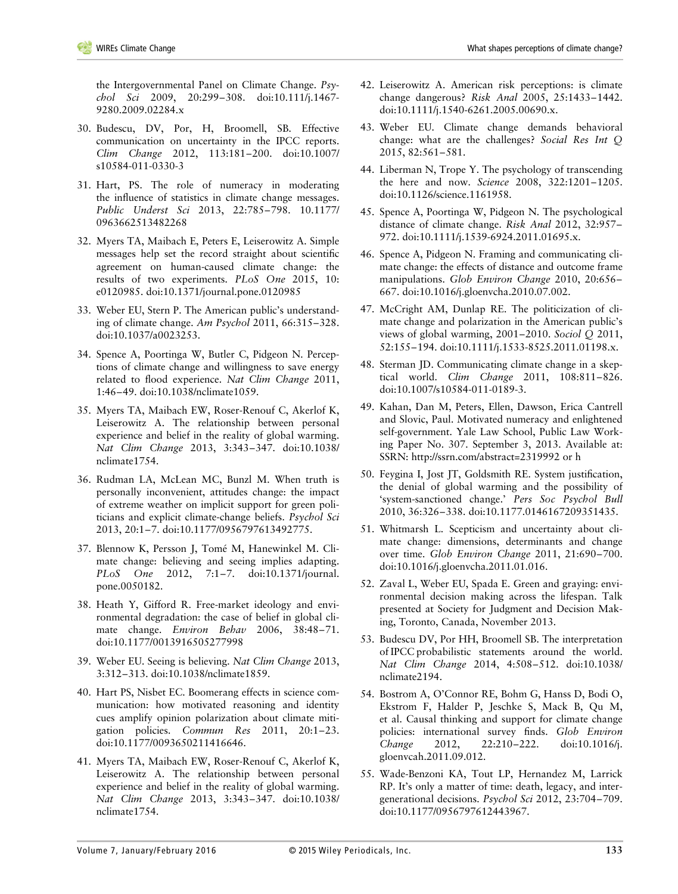the Intergovernmental Panel on Climate Change. *Psychol Sci* 2009, 20:299–308. doi:10.111/j.1467-9280.2009.02284.x

30. Budescu, DV, Por, H, Broomell, SB. Effective communication on uncertainty in the IPCC reports. *Clim Change* 2012, 113:181–200. doi:10.1007/s10584-011-0330-3

31. Hart, PS. The role of numeracy in moderating the influence of statistics in climate change messages. *Public Underst Sci* 2013, 22:785–798. 10.1177/0963662513482268

32. Myers TA, Maibach E, Peters E, Leiserowitz A. Simple messages help set the record straight about scientific agreement on human-caused climate change: the results of two experiments. *PLoS One* 2015, 10: e0120985. doi:10.1371/journal.pone.0120985

33. Weber EU, Stern P. The American public's understanding of climate change. *Am Psychol* 2011, 66:315–328. doi:10.1037/a0023253.

34. Spence A, Poortinga W, Butler C, Pidgeon N. Perceptions of climate change and willingness to save energy related to flood experience. *Nat Clim Change* 2011, 1:46–49. doi:10.1038/nclimate1059.

35. Myers TA, Maibach EW, Roser-Renouf C, Akerlof K, Leiserowitz A. The relationship between personal experience and belief in the reality of global warming. *Nat Clim Change* 2013, 3:343–347. doi:10.1038/nclimate1754.

36. Rudman LA, McLean MC, Bunzl M. When truth is personally inconvenient, attitudes change: the impact of extreme weather on implicit support for green politicians and explicit climate-change beliefs. *Psychol Sci* 2013, 20:1–7. doi:10.1177/0956797613492775.

37. Blennow K, Persson J, Tomé M, Hanewinkel M. Climate change: believing and seeing implies adapting. *PLoS One* 2012, 7:1–7. doi:10.1371/journal.pone.0050182.

38. Heath Y, Gifford R. Free-market ideology and environmental degradation: the case of belief in global climate change. *Environ Behav* 2006, 38:48–71. doi:10.1177/0013916505277998

39. Weber EU. Seeing is believing. *Nat Clim Change* 2013, 3:312–313. doi:10.1038/nclimate1859.

40. Hart PS, Nisbet EC. Boomerang effects in science communication: how motivated reasoning and identity cues amplify opinion polarization about climate mitigation policies. *Commun Res* 2011, 20:1–23. doi:10.1177/0093650211416646.

41. Myers TA, Maibach EW, Roser-Renouf C, Akerlof K, Leiserowitz A. The relationship between personal experience and belief in the reality of global warming. *Nat Clim Change* 2013, 3:343–347. doi:10.1038/nclimate1754.

42. Leiserowitz A. American risk perceptions: is climate change dangerous? *Risk Anal* 2005, 25:1433–1442. doi:10.1111/j.1540-6261.2005.00690.x.

43. Weber EU. Climate change demands behavioral change: what are the challenges? *Social Res Int Q* 2015, 82:561–581.

44. Liberman N, Trope Y. The psychology of transcending the here and now. *Science* 2008, 322:1201–1205. doi:10.1126/science.1161958.

45. Spence A, Poortinga W, Pidgeon N. The psychological distance of climate change. *Risk Anal* 2012, 32:957–972. doi:10.1111/j.1539-6924.2011.01695.x.

46. Spence A, Pidgeon N. Framing and communicating climate change: the effects of distance and outcome frame manipulations. *Glob Environ Change* 2010, 20:656–667. doi:10.1016/j.gloenvcha.2010.07.002.

47. McCright AM, Dunlap RE. The politicization of climate change and polarization in the American public's views of global warming, 2001–2010. *Sociol Q* 2011, 52:155–194. doi:10.1111/j.1533-8525.2011.01198.x.

48. Sterman JD. Communicating climate change in a skeptical world. *Clim Change* 2011, 108:811–826. doi:10.1007/s10584-011-0189-3.

49. Kahan, Dan M, Peters, Ellen, Dawson, Erica Cantrell and Slovic, Paul. Motivated numeracy and enlightened self-government. Yale Law School, Public Law Working Paper No. 307. September 3, 2013. Available at: SSRN: http://ssrn.com/abstract=2319992 or h

50. Feygina I, Jost JT, Goldsmith RE. System justification, the denial of global warming and the possibility of 'system-sanctioned change.' *Pers Soc Psychol Bull* 2010, 36:326–338. doi:10.1177.0146167209351435.

51. Whitmarsh L. Scepticism and uncertainty about climate change: dimensions, determinants and change over time. *Glob Environ Change* 2011, 21:690–700. doi:10.1016/j.gloenvcha.2011.01.016.

52. Zaval L, Weber EU, Spada E. Green and graying: environmental decision making across the lifespan. Talk presented at Society for Judgment and Decision Making, Toronto, Canada, November 2013.

53. Budescu DV, Por HH, Broomell SB. The interpretation of IPCC probabilistic statements around the world. *Nat Clim Change* 2014, 4:508–512. doi:10.1038/nclimate2194.

54. Bostrom A, O'Connor RE, Bohm G, Hanss D, Bodi O, Ekstrom F, Halder P, Jeschke S, Mack B, Qu M, et al. Causal thinking and support for climate change policies: international survey finds. *Glob Environ Change* 2012, 22:210–222. doi:10.1016/j.gloenvcah.2011.09.012.

55. Wade-Benzoni KA, Tout LP, Hernandez M, Larrick RP. It's only a matter of time: death, legacy, and intergenerational decisions. *Psychol Sci* 2012, 23:704–709. doi:10.1177/0956797612443967.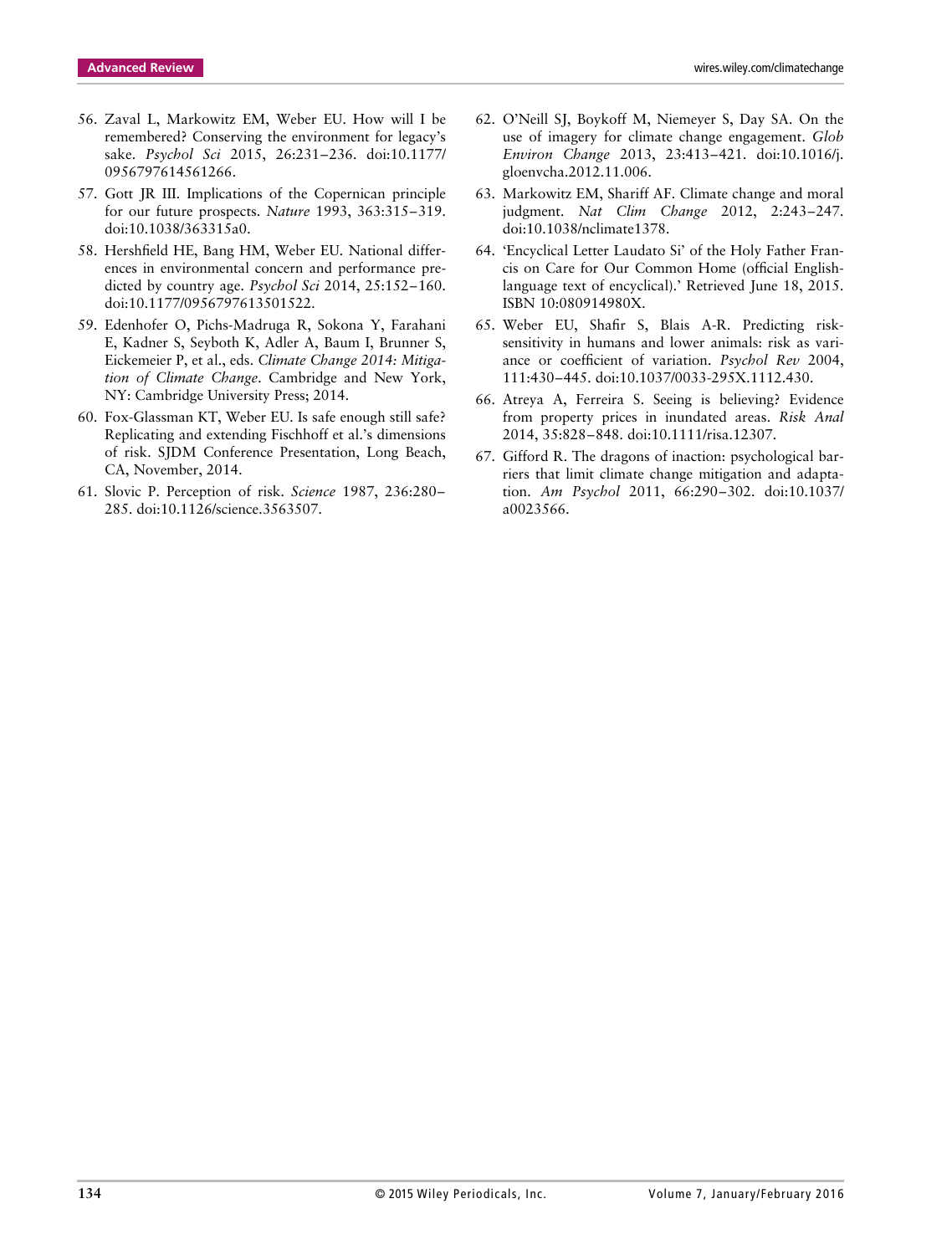56. Zaval L, Markowitz EM, Weber EU. How will I be remembered? Conserving the environment for legacy's sake. *Psychol Sci* 2015, 26:231–236. doi:10.1177/0956797614561266.
57. Gott JR III. Implications of the Copernican principle for our future prospects. *Nature* 1993, 363:315–319. doi:10.1038/363315a0.
58. Hershfield HE, Bang HM, Weber EU. National differences in environmental concern and performance predicted by country age. *Psychol Sci* 2014, 25:152–160. doi:10.1177/0956797613501522.
59. Edenhofer O, Pichs-Madruga R, Sokona Y, Farahani E, Kadner S, Seyboth K, Adler A, Baum I, Brunner S, Eickemeier P, et al., eds. *Climate Change 2014: Mitigation of Climate Change*. Cambridge and New York, NY: Cambridge University Press; 2014.
60. Fox-Glassman KT, Weber EU. Is safe enough still safe? Replicating and extending Fischhoff et al.'s dimensions of risk. SJDM Conference Presentation, Long Beach, CA, November, 2014.
61. Slovic P. Perception of risk. *Science* 1987, 236:280–285. doi:10.1126/science.3563507.
62. O'Neill SJ, Boykoff M, Niemeyer S, Day SA. On the use of imagery for climate change engagement. *Glob Environ Change* 2013, 23:413–421. doi:10.1016/j.gloenvcha.2012.11.006.
63. Markowitz EM, Shariff AF. Climate change and moral judgment. *Nat Clim Change* 2012, 2:243–247. doi:10.1038/nclimate1378.
64. 'Encyclical Letter Laudato Si' of the Holy Father Francis on Care for Our Common Home (official English-language text of encyclical).' Retrieved June 18, 2015. ISBN 10:080914980X.
65. Weber EU, Shafir S, Blais A-R. Predicting risk-sensitivity in humans and lower animals: risk as variance or coefficient of variation. *Psychol Rev* 2004, 111:430–445. doi:10.1037/0033-295X.1112.430.
66. Atreya A, Ferreira S. Seeing is believing? Evidence from property prices in inundated areas. *Risk Anal* 2014, 35:828–848. doi:10.1111/risa.12307.
67. Gifford R. The dragons of inaction: psychological barriers that limit climate change mitigation and adaptation. *Am Psychol* 2011, 66:290–302. doi:10.1037/a0023566.